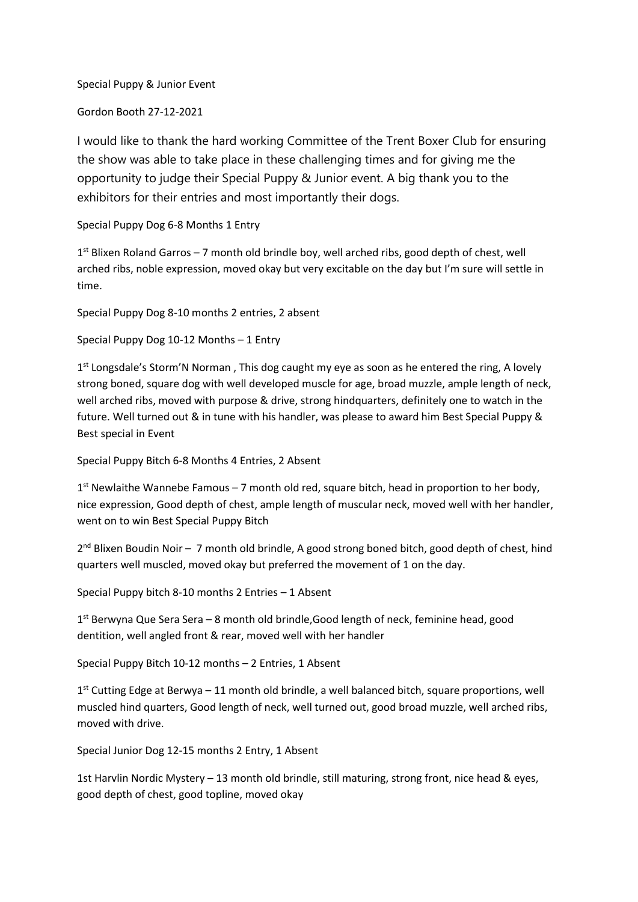Special Puppy & Junior Event

Gordon Booth 27-12-2021

I would like to thank the hard working Committee of the Trent Boxer Club for ensuring the show was able to take place in these challenging times and for giving me the opportunity to judge their Special Puppy & Junior event. A big thank you to the exhibitors for their entries and most importantly their dogs.

Special Puppy Dog 6-8 Months 1 Entry

1st Blixen Roland Garros – 7 month old brindle boy, well arched ribs, good depth of chest, well arched ribs, noble expression, moved okay but very excitable on the day but I'm sure will settle in time.

Special Puppy Dog 8-10 months 2 entries, 2 absent

Special Puppy Dog 10-12 Months – 1 Entry

1st Longsdale's Storm'N Norman , This dog caught my eye as soon as he entered the ring, A lovely strong boned, square dog with well developed muscle for age, broad muzzle, ample length of neck, well arched ribs, moved with purpose & drive, strong hindquarters, definitely one to watch in the future. Well turned out & in tune with his handler, was please to award him Best Special Puppy & Best special in Event

Special Puppy Bitch 6-8 Months 4 Entries, 2 Absent

1st Newlaithe Wannebe Famous – 7 month old red, square bitch, head in proportion to her body, nice expression, Good depth of chest, ample length of muscular neck, moved well with her handler, went on to win Best Special Puppy Bitch

2nd Blixen Boudin Noir – 7 month old brindle, A good strong boned bitch, good depth of chest, hind quarters well muscled, moved okay but preferred the movement of 1 on the day.

Special Puppy bitch 8-10 months 2 Entries – 1 Absent

1st Berwyna Que Sera Sera – 8 month old brindle,Good length of neck, feminine head, good dentition, well angled front & rear, moved well with her handler

Special Puppy Bitch 10-12 months – 2 Entries, 1 Absent

1st Cutting Edge at Berwya – 11 month old brindle, a well balanced bitch, square proportions, well muscled hind quarters, Good length of neck, well turned out, good broad muzzle, well arched ribs, moved with drive.

Special Junior Dog 12-15 months 2 Entry, 1 Absent

1st Harvlin Nordic Mystery – 13 month old brindle, still maturing, strong front, nice head & eyes, good depth of chest, good topline, moved okay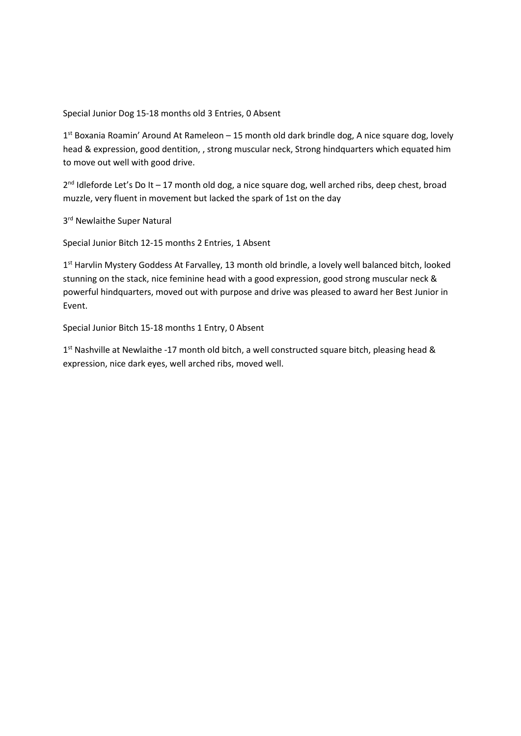Special Junior Dog 15-18 months old 3 Entries, 0 Absent

1st Boxania Roamin' Around At Rameleon – 15 month old dark brindle dog, A nice square dog, lovely head & expression, good dentition, , strong muscular neck, Strong hindquarters which equated him to move out well with good drive.

2nd Idleforde Let's Do It – 17 month old dog, a nice square dog, well arched ribs, deep chest, broad muzzle, very fluent in movement but lacked the spark of 1st on the day

3rd Newlaithe Super Natural

Special Junior Bitch 12-15 months 2 Entries, 1 Absent

1st Harvlin Mystery Goddess At Farvalley, 13 month old brindle, a lovely well balanced bitch, looked stunning on the stack, nice feminine head with a good expression, good strong muscular neck & powerful hindquarters, moved out with purpose and drive was pleased to award her Best Junior in Event.

Special Junior Bitch 15-18 months 1 Entry, 0 Absent

1st Nashville at Newlaithe -17 month old bitch, a well constructed square bitch, pleasing head & expression, nice dark eyes, well arched ribs, moved well.